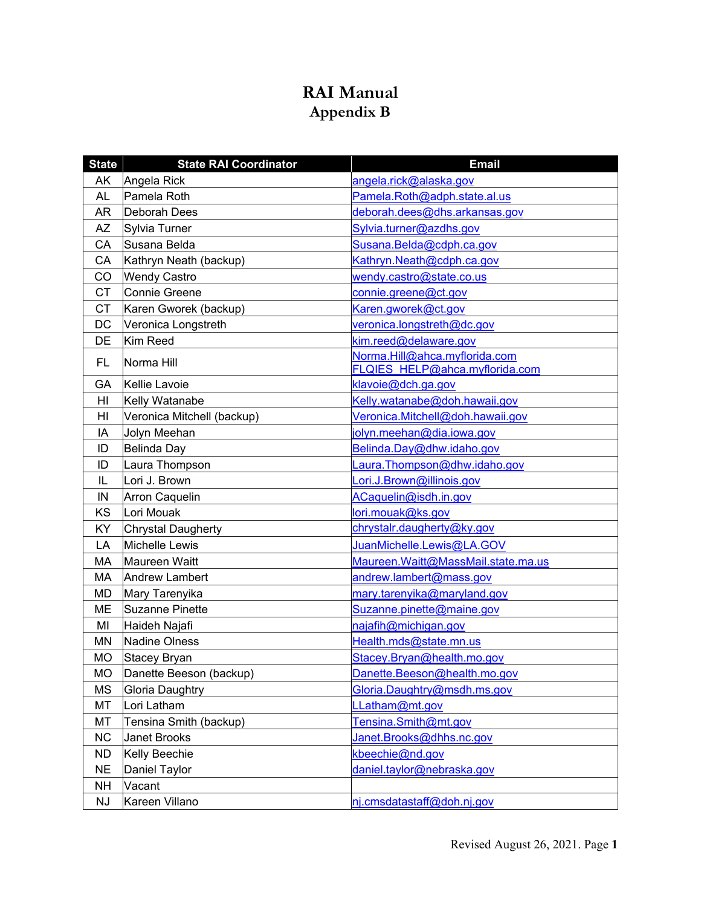# RAI Manual
## Appendix B

| State | State RAI Coordinator | Email |
|---|---|---|
| AK | Angela Rick | angela.rick@alaska.gov |
| AL | Pamela Roth | Pamela.Roth@adph.state.al.us |
| AR | Deborah Dees | deborah.dees@dhs.arkansas.gov |
| AZ | Sylvia Turner | Sylvia.turner@azdhs.gov |
| CA | Susana Belda | Susana.Belda@cdph.ca.gov |
| CA | Kathryn Neath (backup) | Kathryn.Neath@cdph.ca.gov |
| CO | Wendy Castro | wendy.castro@state.co.us |
| CT | Connie Greene | connie.greene@ct.gov |
| CT | Karen Gworek (backup) | Karen.gworek@ct.gov |
| DC | Veronica Longstreth | veronica.longstreth@dc.gov |
| DE | Kim Reed | kim.reed@delaware.gov |
| FL | Norma Hill | Norma.Hill@ahca.myflorida.com<br>FLQIES_HELP@ahca.myflorida.com |
| GA | Kellie Lavoie | klavoie@dch.ga.gov |
| HI | Kelly Watanabe | Kelly.watanabe@doh.hawaii.gov |
| HI | Veronica Mitchell (backup) | Veronica.Mitchell@doh.hawaii.gov |
| IA | Jolyn Meehan | jolyn.meehan@dia.iowa.gov |
| ID | Belinda Day | Belinda.Day@dhw.idaho.gov |
| ID | Laura Thompson | Laura.Thompson@dhw.idaho.gov |
| IL | Lori J. Brown | Lori.J.Brown@illinois.gov |
| IN | Arron Caquelin | ACaquelin@isdh.in.gov |
| KS | Lori Mouak | lori.mouak@ks.gov |
| KY | Chrystal Daugherty | chrystalr.daugherty@ky.gov |
| LA | Michelle Lewis | JuanMichelle.Lewis@LA.GOV |
| MA | Maureen Waitt | Maureen.Waitt@MassMail.state.ma.us |
| MA | Andrew Lambert | andrew.lambert@mass.gov |
| MD | Mary Tarenyika | mary.tarenyika@maryland.gov |
| ME | Suzanne Pinette | Suzanne.pinette@maine.gov |
| MI | Haideh Najafi | najafih@michigan.gov |
| MN | Nadine Olness | Health.mds@state.mn.us |
| MO | Stacey Bryan | Stacey.Bryan@health.mo.gov |
| MO | Danette Beeson (backup) | Danette.Beeson@health.mo.gov |
| MS | Gloria Daughtry | Gloria.Daughtry@msdh.ms.gov |
| MT | Lori Latham | LLatham@mt.gov |
| MT | Tensina Smith (backup) | Tensina.Smith@mt.gov |
| NC | Janet Brooks | Janet.Brooks@dhhs.nc.gov |
| ND | Kelly Beechie | kbeechie@nd.gov |
| NE | Daniel Taylor | daniel.taylor@nebraska.gov |
| NH | Vacant | |
| NJ | Kareen Villano | nj.cmsdatastaff@doh.nj.gov |

Revised August 26, 2021.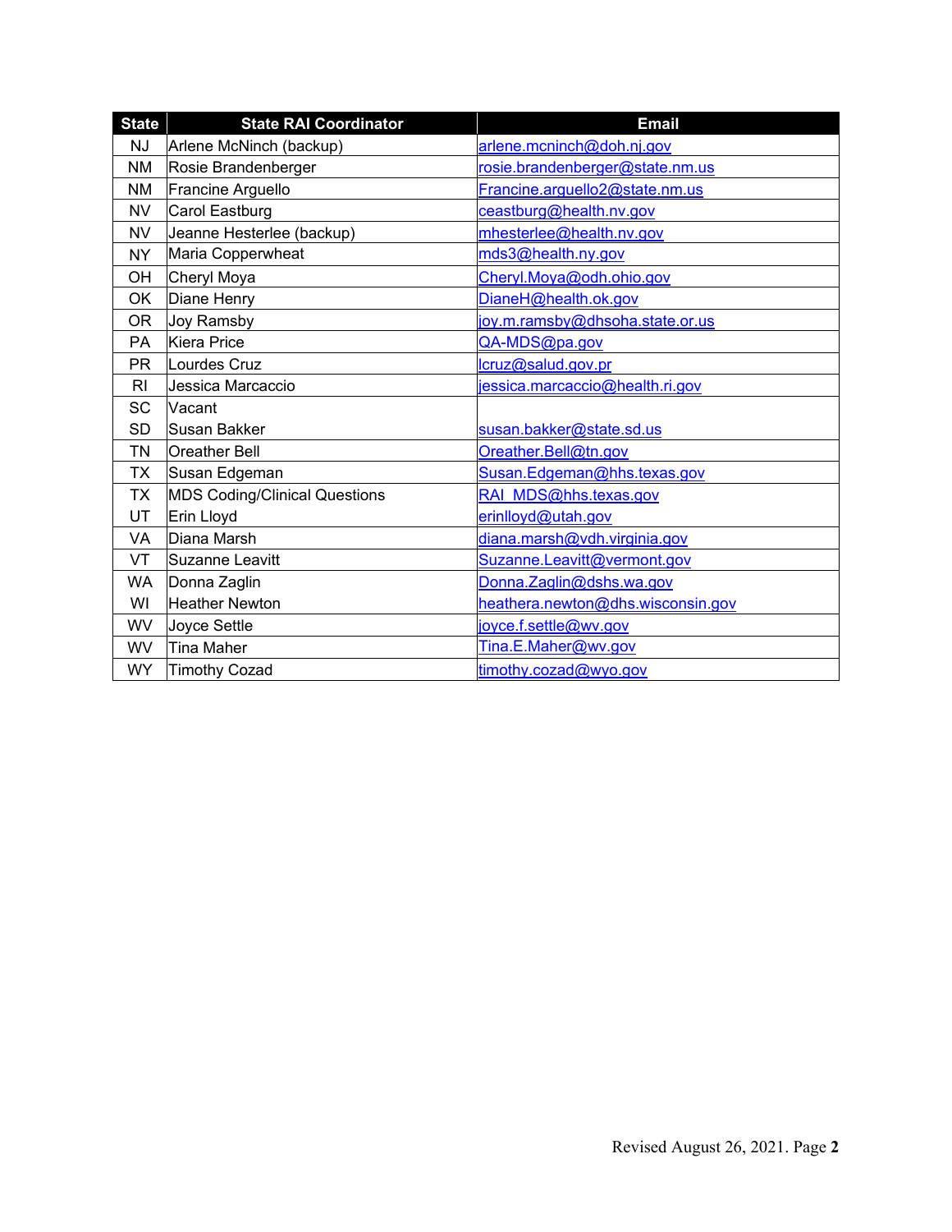| State | State RAI Coordinator | Email |
|---|---|---|
| NJ | Arlene McNinch (backup) | arlene.mcninch@doh.nj.gov |
| NM | Rosie Brandenberger | rosie.brandenberger@state.nm.us |
| NM | Francine Arguello | Francine.arguello2@state.nm.us |
| NV | Carol Eastburg | ceastburg@health.nv.gov |
| NV | Jeanne Hesterlee (backup) | mhesterlee@health.nv.gov |
| NY | Maria Copperwheat | mds3@health.ny.gov |
| OH | Cheryl Moya | Cheryl.Moya@odh.ohio.gov |
| OK | Diane Henry | DianeH@health.ok.gov |
| OR | Joy Ramsby | joy.m.ramsby@dhsoha.state.or.us |
| PA | Kiera Price | QA-MDS@pa.gov |
| PR | Lourdes Cruz | lcruz@salud.gov.pr |
| RI | Jessica Marcaccio | jessica.marcaccio@health.ri.gov |
| SC | Vacant | |
| SD | Susan Bakker | susan.bakker@state.sd.us |
| TN | Oreather Bell | Oreather.Bell@tn.gov |
| TX | Susan Edgeman | Susan.Edgeman@hhs.texas.gov |
| TX | MDS Coding/Clinical Questions | RAI_MDS@hhs.texas.gov |
| UT | Erin Lloyd | erinlloyd@utah.gov |
| VA | Diana Marsh | diana.marsh@vdh.virginia.gov |
| VT | Suzanne Leavitt | Suzanne.Leavitt@vermont.gov |
| WA | Donna Zaglin | Donna.Zaglin@dshs.wa.gov |
| WI | Heather Newton | heathera.newton@dhs.wisconsin.gov |
| WV | Joyce Settle | joyce.f.settle@wv.gov |
| WV | Tina Maher | Tina.E.Maher@wv.gov |
| WY | Timothy Cozad | timothy.cozad@wyo.gov |

Revised August 26, 2021.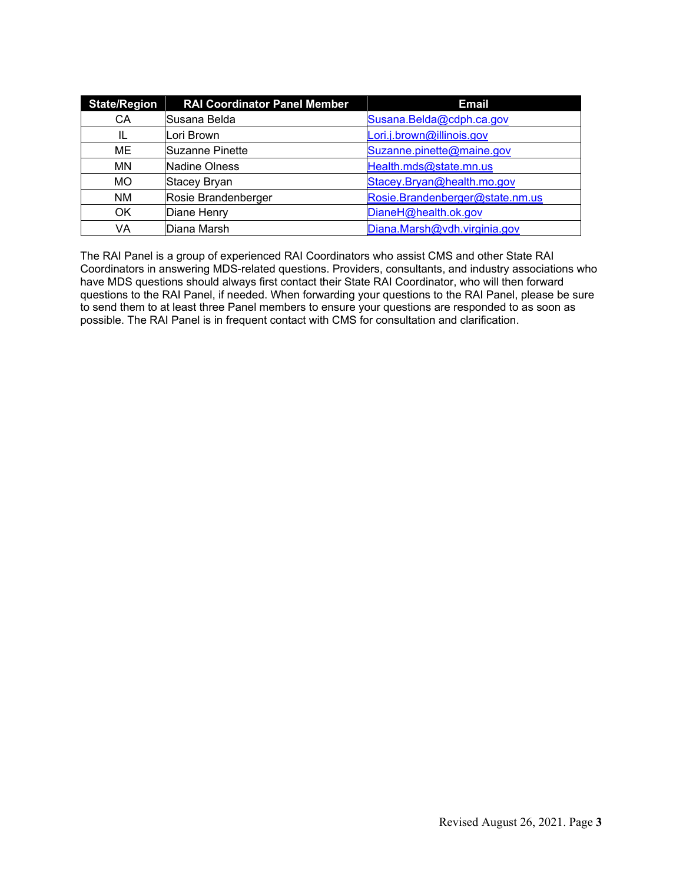| State/Region | RAI Coordinator Panel Member | Email |
|---|---|---|
| CA | Susana Belda | Susana.Belda@cdph.ca.gov |
| IL | Lori Brown | Lori.j.brown@illinois.gov |
| ME | Suzanne Pinette | Suzanne.pinette@maine.gov |
| MN | Nadine Olness | Health.mds@state.mn.us |
| MO | Stacey Bryan | Stacey.Bryan@health.mo.gov |
| NM | Rosie Brandenberger | Rosie.Brandenberger@state.nm.us |
| OK | Diane Henry | DianeH@health.ok.gov |
| VA | Diana Marsh | Diana.Marsh@vdh.virginia.gov |

The RAI Panel is a group of experienced RAI Coordinators who assist CMS and other State RAI Coordinators in answering MDS-related questions. Providers, consultants, and industry associations who have MDS questions should always first contact their State RAI Coordinator, who will then forward questions to the RAI Panel, if needed. When forwarding your questions to the RAI Panel, please be sure to send them to at least three Panel members to ensure your questions are responded to as soon as possible. The RAI Panel is in frequent contact with CMS for consultation and clarification.

Revised August 26, 2021.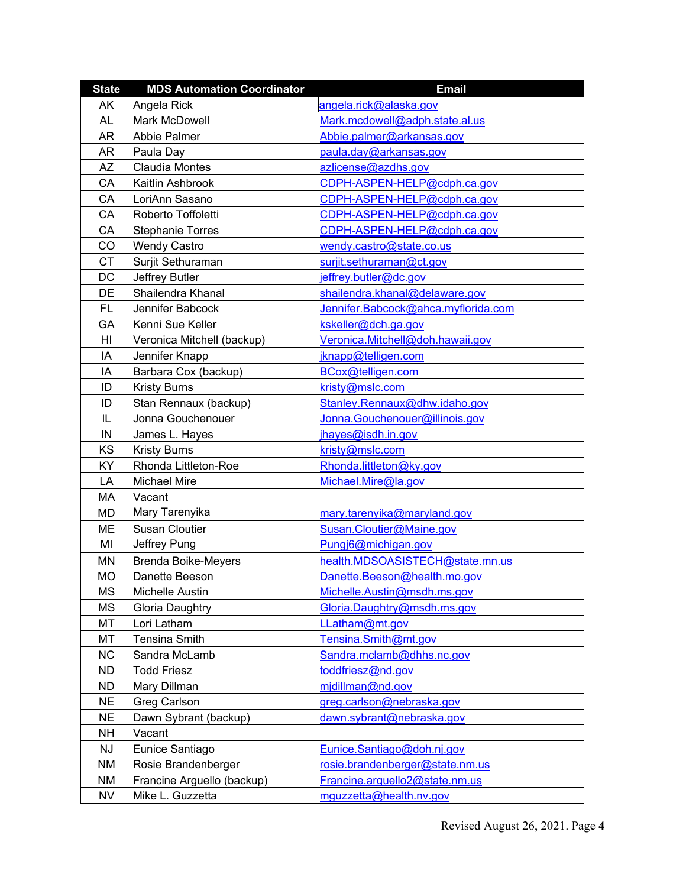| State | MDS Automation Coordinator | Email |
|---|---|---|
| AK | Angela Rick | angela.rick@alaska.gov |
| AL | Mark McDowell | Mark.mcdowell@adph.state.al.us |
| AR | Abbie Palmer | Abbie.palmer@arkansas.gov |
| AR | Paula Day | paula.day@arkansas.gov |
| AZ | Claudia Montes | azlicense@azdhs.gov |
| CA | Kaitlin Ashbrook | CDPH-ASPEN-HELP@cdph.ca.gov |
| CA | LoriAnn Sasano | CDPH-ASPEN-HELP@cdph.ca.gov |
| CA | Roberto Toffoletti | CDPH-ASPEN-HELP@cdph.ca.gov |
| CA | Stephanie Torres | CDPH-ASPEN-HELP@cdph.ca.gov |
| CO | Wendy Castro | wendy.castro@state.co.us |
| CT | Surjit Sethuraman | surjit.sethuraman@ct.gov |
| DC | Jeffrey Butler | jeffrey.butler@dc.gov |
| DE | Shailendra Khanal | shailendra.khanal@delaware.gov |
| FL | Jennifer Babcock | Jennifer.Babcock@ahca.myflorida.com |
| GA | Kenni Sue Keller | kskeller@dch.ga.gov |
| HI | Veronica Mitchell (backup) | Veronica.Mitchell@doh.hawaii.gov |
| IA | Jennifer Knapp | jknapp@telligen.com |
| IA | Barbara Cox (backup) | BCox@telligen.com |
| ID | Kristy Burns | kristy@mslc.com |
| ID | Stan Rennaux (backup) | Stanley.Rennaux@dhw.idaho.gov |
| IL | Jonna Gouchenouer | Jonna.Gouchenouer@illinois.gov |
| IN | James L. Hayes | jhayes@isdh.in.gov |
| KS | Kristy Burns | kristy@mslc.com |
| KY | Rhonda Littleton-Roe | Rhonda.littleton@ky.gov |
| LA | Michael Mire | Michael.Mire@la.gov |
| MA | Vacant | |
| MD | Mary Tarenyika | mary.tarenyika@maryland.gov |
| ME | Susan Cloutier | Susan.Cloutier@Maine.gov |
| MI | Jeffrey Pung | Pungj6@michigan.gov |
| MN | Brenda Boike-Meyers | health.MDSOASISTECH@state.mn.us |
| MO | Danette Beeson | Danette.Beeson@health.mo.gov |
| MS | Michelle Austin | Michelle.Austin@msdh.ms.gov |
| MS | Gloria Daughtry | Gloria.Daughtry@msdh.ms.gov |
| MT | Lori Latham | LLatham@mt.gov |
| MT | Tensina Smith | Tensina.Smith@mt.gov |
| NC | Sandra McLamb | Sandra.mclamb@dhhs.nc.gov |
| ND | Todd Friesz | toddfriesz@nd.gov |
| ND | Mary Dillman | mjdillman@nd.gov |
| NE | Greg Carlson | greg.carlson@nebraska.gov |
| NE | Dawn Sybrant (backup) | dawn.sybrant@nebraska.gov |
| NH | Vacant | |
| NJ | Eunice Santiago | Eunice.Santiago@doh.nj.gov |
| NM | Rosie Brandenberger | rosie.brandenberger@state.nm.us |
| NM | Francine Arguello (backup) | Francine.arguello2@state.nm.us |
| NV | Mike L. Guzzetta | mguzzetta@health.nv.gov |

Revised August 26, 2021.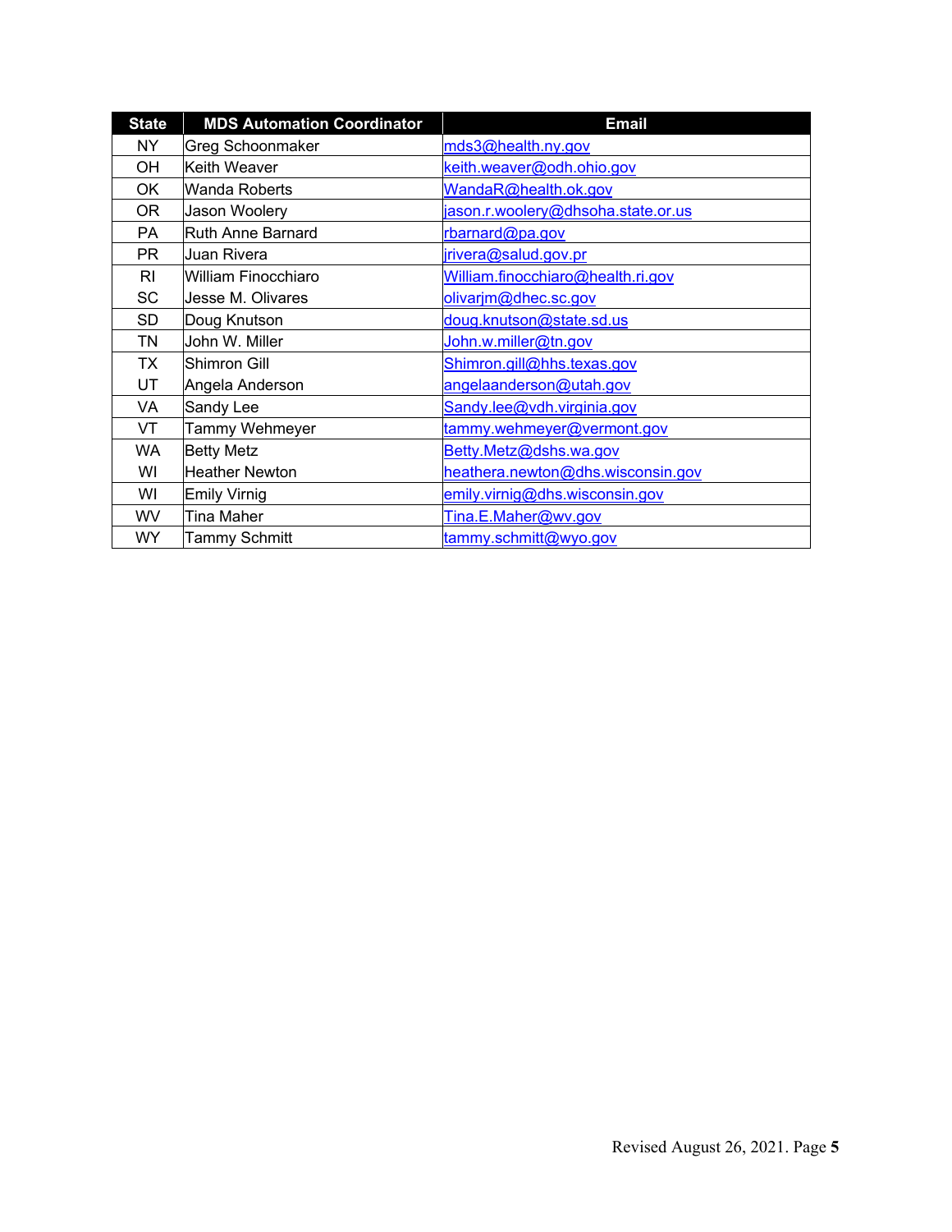| State | MDS Automation Coordinator | Email |
| --- | --- | --- |
| NY | Greg Schoonmaker | mds3@health.ny.gov |
| OH | Keith Weaver | keith.weaver@odh.ohio.gov |
| OK | Wanda Roberts | WandaR@health.ok.gov |
| OR | Jason Woolery | jason.r.woolery@dhsoha.state.or.us |
| PA | Ruth Anne Barnard | rbarnard@pa.gov |
| PR | Juan Rivera | jrivera@salud.gov.pr |
| RI | William Finocchiaro | William.finocchiaro@health.ri.gov |
| SC | Jesse M. Olivares | olivarjm@dhec.sc.gov |
| SD | Doug Knutson | doug.knutson@state.sd.us |
| TN | John W. Miller | John.w.miller@tn.gov |
| TX | Shimron Gill | Shimron.gill@hhs.texas.gov |
| UT | Angela Anderson | angelaanderson@utah.gov |
| VA | Sandy Lee | Sandy.lee@vdh.virginia.gov |
| VT | Tammy Wehmeyer | tammy.wehmeyer@vermont.gov |
| WA | Betty Metz | Betty.Metz@dshs.wa.gov |
| WI | Heather Newton | heathera.newton@dhs.wisconsin.gov |
| WI | Emily Virnig | emily.virnig@dhs.wisconsin.gov |
| WV | Tina Maher | Tina.E.Maher@wv.gov |
| WY | Tammy Schmitt | tammy.schmitt@wyo.gov |

Revised August 26, 2021.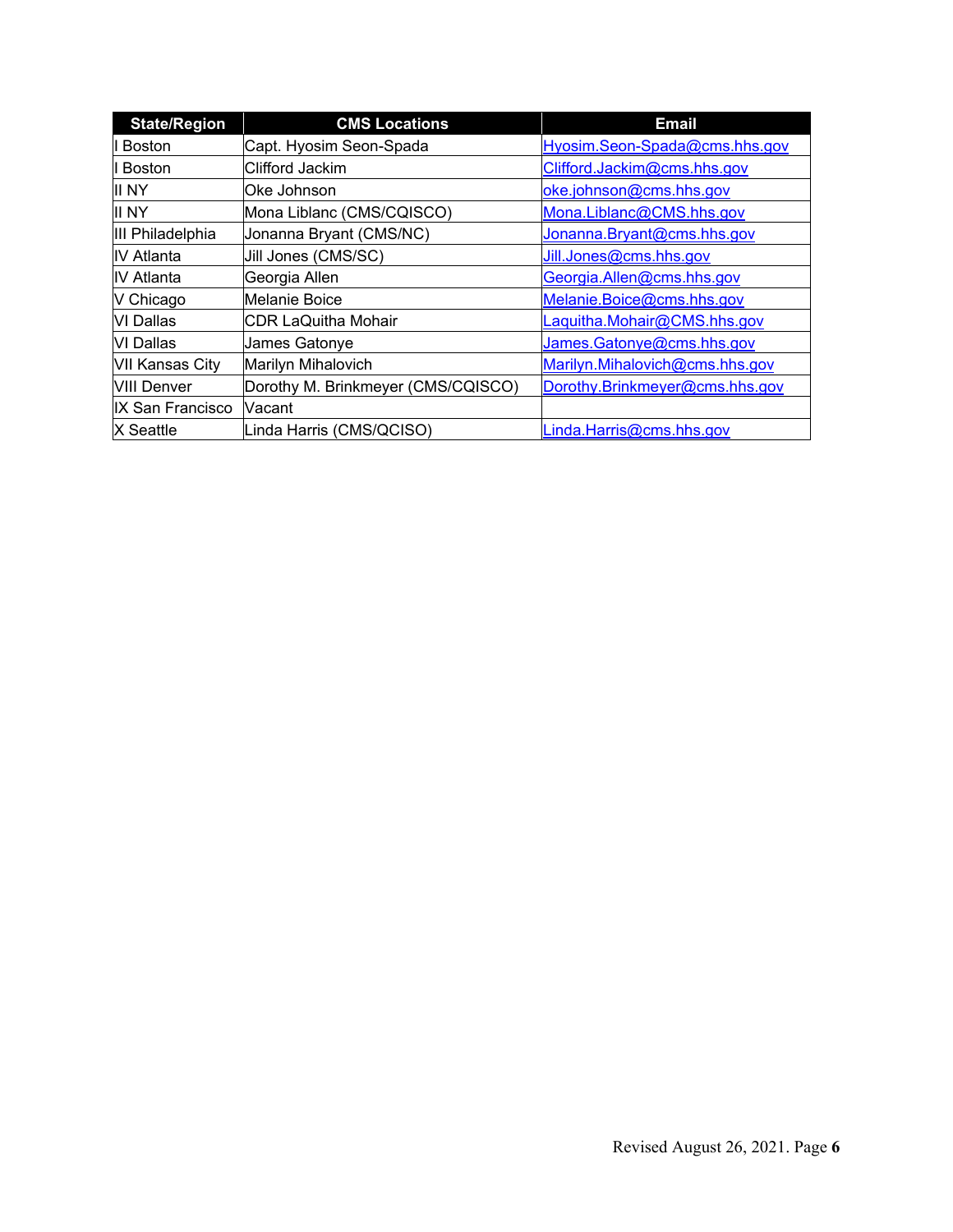| State/Region | CMS Locations | Email |
|---|---|---|
| I Boston | Capt. Hyosim Seon-Spada | Hyosim.Seon-Spada@cms.hhs.gov |
| I Boston | Clifford Jackim | Clifford.Jackim@cms.hhs.gov |
| II NY | Oke Johnson | oke.johnson@cms.hhs.gov |
| II NY | Mona Liblanc (CMS/CQISCO) | Mona.Liblanc@CMS.hhs.gov |
| III Philadelphia | Jonanna Bryant (CMS/NC) | Jonanna.Bryant@cms.hhs.gov |
| IV Atlanta | Jill Jones (CMS/SC) | Jill.Jones@cms.hhs.gov |
| IV Atlanta | Georgia Allen | Georgia.Allen@cms.hhs.gov |
| V Chicago | Melanie Boice | Melanie.Boice@cms.hhs.gov |
| VI Dallas | CDR LaQuitha Mohair | Laquitha.Mohair@CMS.hhs.gov |
| VI Dallas | James Gatonye | James.Gatonye@cms.hhs.gov |
| VII Kansas City | Marilyn Mihalovich | Marilyn.Mihalovich@cms.hhs.gov |
| VIII Denver | Dorothy M. Brinkmeyer (CMS/CQISCO) | Dorothy.Brinkmeyer@cms.hhs.gov |
| IX San Francisco | Vacant | |
| X Seattle | Linda Harris (CMS/QCISO) | Linda.Harris@cms.hhs.gov |

Revised August 26, 2021.